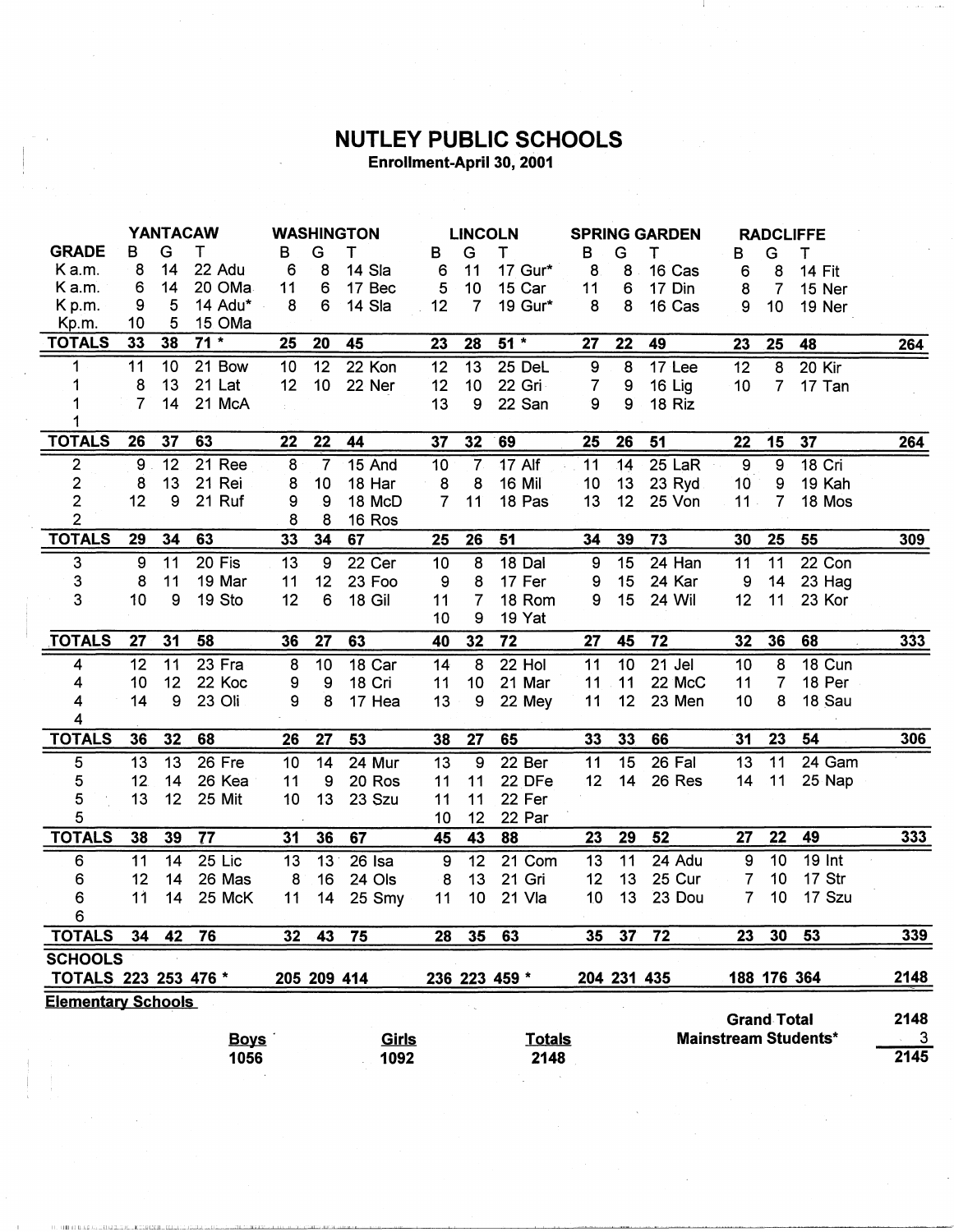# NUTLEY PUBLIC SCHOOLS

**Enrollment-April 30, 2001**

| | YANTACAW | | | | WASHINGTON | | | | LINCOLN | | | | SPRING GARDEN | | | | RADCLIFFE | | | | |
|---|---|---|---|---|---|---|---|---|---|---|---|---|---|---|---|---|---|---|---|---|---|
| **GRADE** | B | G | T | | B | G | T | | B | G | T | | B | G | T | | B | G | T | | |
| K a.m. | 8 | 14 | 22 | Adu | 6 | 8 | 14 | Sla | 6 | 11 | 17 | Gur* | 8 | 8 | 16 | Cas | 6 | 8 | 14 | Fit | |
| K a.m. | 6 | 14 | 20 | OMa | 11 | 6 | 17 | Bec | 5 | 10 | 15 | Car | 11 | 6 | 17 | Din | 8 | 7 | 15 | Ner | |
| K p.m. | 9 | 5 | 14 | Adu* | 8 | 6 | 14 | Sla | 12 | 7 | 19 | Gur* | 8 | 8 | 16 | Cas | 9 | 10 | 19 | Ner | |
| Kp.m. | 10 | 5 | 15 | OMa | | | | | | | | | | | | | | | | | |
| **TOTALS** | **33** | **38** | **71 *** | | **25** | **20** | **45** | | **23** | **28** | **51 *** | | **27** | **22** | **49** | | **23** | **25** | **48** | | **264** |
| 1 | 11 | 10 | 21 | Bow | 10 | 12 | 22 | Kon | 12 | 13 | 25 | DeL | 9 | 8 | 17 | Lee | 12 | 8 | 20 | Kir | |
| 1 | 8 | 13 | 21 | Lat | 12 | 10 | 22 | Ner | 12 | 10 | 22 | Gri | 7 | 9 | 16 | Lig | 10 | 7 | 17 | Tan | |
| 1 | 7 | 14 | 21 | McA | | | | | 13 | 9 | 22 | San | 9 | 9 | 18 | Riz | | | | | |
| 1 | | | | | | | | | | | | | | | | | | | | | |
| **TOTALS** | **26** | **37** | **63** | | **22** | **22** | **44** | | **37** | **32** | **69** | | **25** | **26** | **51** | | **22** | **15** | **37** | | **264** |
| 2 | 9 | 12 | 21 | Ree | 8 | 7 | 15 | And | 10 | 7 | 17 | Alf | 11 | 14 | 25 | LaR | 9 | 9 | 18 | Cri | |
| 2 | 8 | 13 | 21 | Rei | 8 | 10 | 18 | Har | 8 | 8 | 16 | Mil | 10 | 13 | 23 | Ryd | 10 | 9 | 19 | Kah | |
| 2 | 12 | 9 | 21 | Ruf | 9 | 9 | 18 | McD | 7 | 11 | 18 | Pas | 13 | 12 | 25 | Von | 11 | 7 | 18 | Mos | |
| 2 | | | | | 8 | 8 | 16 | Ros | | | | | | | | | | | | | |
| **TOTALS** | **29** | **34** | **63** | | **33** | **34** | **67** | | **25** | **26** | **51** | | **34** | **39** | **73** | | **30** | **25** | **55** | | **309** |
| 3 | 9 | 11 | 20 | Fis | 13 | 9 | 22 | Cer | 10 | 8 | 18 | Dal | 9 | 15 | 24 | Han | 11 | 11 | 22 | Con | |
| 3 | 8 | 11 | 19 | Mar | 11 | 12 | 23 | Foo | 9 | 8 | 17 | Fer | 9 | 15 | 24 | Kar | 9 | 14 | 23 | Hag | |
| 3 | 10 | 9 | 19 | Sto | 12 | 6 | 18 | Gil | 11 | 7 | 18 | Rom | 9 | 15 | 24 | Wil | 12 | 11 | 23 | Kor | |
| | | | | | | | | | 10 | 9 | 19 | Yat | | | | | | | | | |
| **TOTALS** | **27** | **31** | **58** | | **36** | **27** | **63** | | **40** | **32** | **72** | | **27** | **45** | **72** | | **32** | **36** | **68** | | **333** |
| 4 | 12 | 11 | 23 | Fra | 8 | 10 | 18 | Car | 14 | 8 | 22 | Hol | 11 | 10 | 21 | Jel | 10 | 8 | 18 | Cun | |
| 4 | 10 | 12 | 22 | Koc | 9 | 9 | 18 | Cri | 11 | 10 | 21 | Mar | 11 | 11 | 22 | McC | 11 | 7 | 18 | Per | |
| 4 | 14 | 9 | 23 | Oli | 9 | 8 | 17 | Hea | 13 | 9 | 22 | Mey | 11 | 12 | 23 | Men | 10 | 8 | 18 | Sau | |
| 4 | | | | | | | | | | | | | | | | | | | | | |
| **TOTALS** | **36** | **32** | **68** | | **26** | **27** | **53** | | **38** | **27** | **65** | | **33** | **33** | **66** | | **31** | **23** | **54** | | **306** |
| 5 | 13 | 13 | 26 | Fre | 10 | 14 | 24 | Mur | 13 | 9 | 22 | Ber | 11 | 15 | 26 | Fal | 13 | 11 | 24 | Gam | |
| 5 | 12 | 14 | 26 | Kea | 11 | 9 | 20 | Ros | 11 | 11 | 22 | DFe | 12 | 14 | 26 | Res | 14 | 11 | 25 | Nap | |
| 5 | 13 | 12 | 25 | Mit | 10 | 13 | 23 | Szu | 11 | 11 | 22 | Fer | | | | | | | | | |
| 5 | | | | | | | | | 10 | 12 | 22 | Par | | | | | | | | | |
| **TOTALS** | **38** | **39** | **77** | | **31** | **36** | **67** | | **45** | **43** | **88** | | **23** | **29** | **52** | | **27** | **22** | **49** | | **333** |
| 6 | 11 | 14 | 25 | Lic | 13 | 13 | 26 | Isa | 9 | 12 | 21 | Com | 13 | 11 | 24 | Adu | 9 | 10 | 19 | Int | |
| 6 | 12 | 14 | 26 | Mas | 8 | 16 | 24 | Ols | 8 | 13 | 21 | Gri | 12 | 13 | 25 | Cur | 7 | 10 | 17 | Str | |
| 6 | 11 | 14 | 25 | McK | 11 | 14 | 25 | Smy | 11 | 10 | 21 | Vla | 10 | 13 | 23 | Dou | 7 | 10 | 17 | Szu | |
| 6 | | | | | | | | | | | | | | | | | | | | | |
| **TOTALS** | **34** | **42** | **76** | | **32** | **43** | **75** | | **28** | **35** | **63** | | **35** | **37** | **72** | | **23** | **30** | **53** | | **339** |
| **SCHOOLS TOTALS** | **223** | **253** | **476 *** | | **205** | **209** | **414** | | **236** | **223** | **459 *** | | **204** | **231** | **435** | | **188** | **176** | **364** | | **2148** |

**Elementary Schools**

| Boys | Girls | Totals |
|---|---|---|
| 1056 | 1092 | 2148 |

| | |
|---|---|
| **Grand Total** | 2148 |
| **Mainstream Students*** | 3 |
| | 2145 |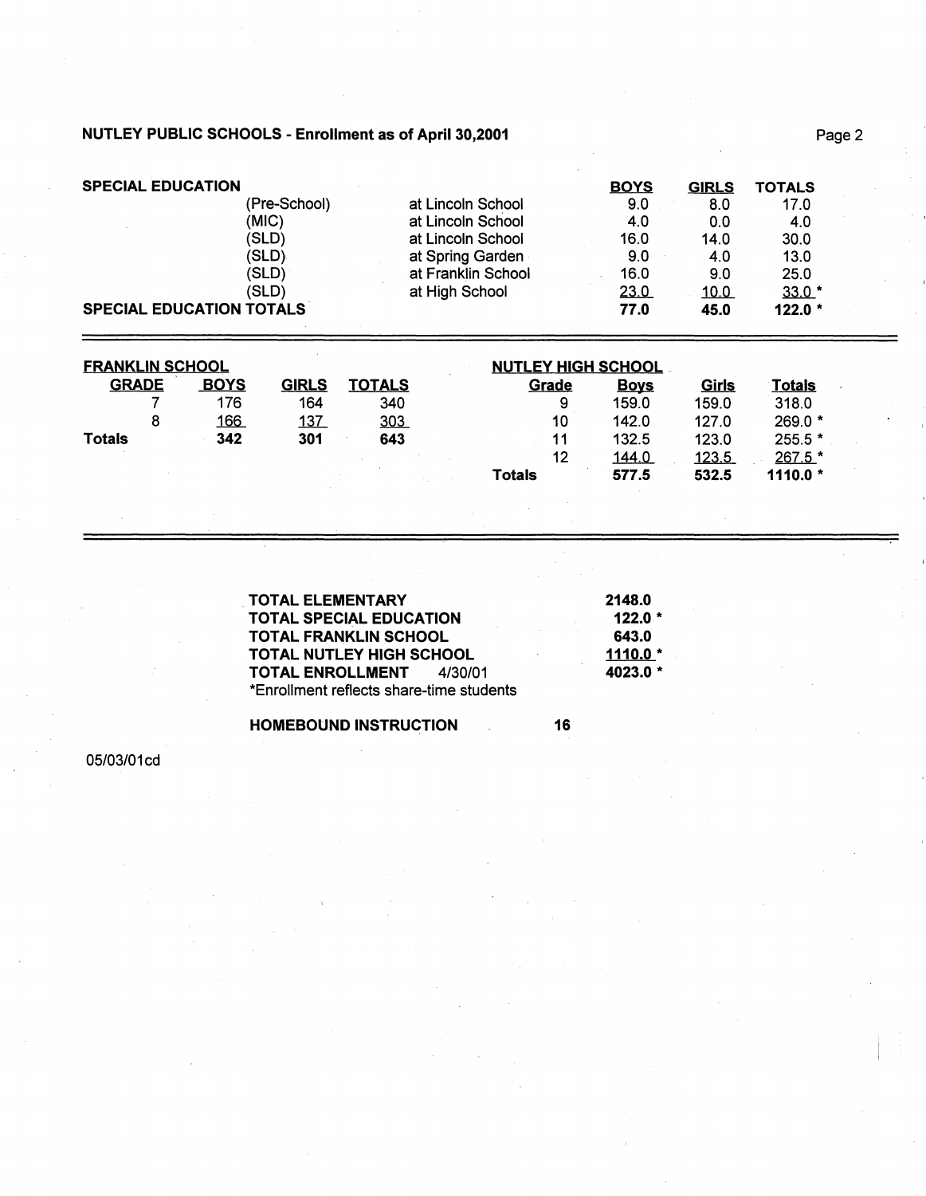## NUTLEY PUBLIC SCHOOLS - Enrollment as of April 30,2001

| SPECIAL EDUCATION | | | BOYS | GIRLS | TOTALS |
|---|---|---|---|---|---|
| | (Pre-School) | at Lincoln School | 9.0 | 8.0 | 17.0 |
| | (MIC) | at Lincoln School | 4.0 | 0.0 | 4.0 |
| | (SLD) | at Lincoln School | 16.0 | 14.0 | 30.0 |
| | (SLD) | at Spring Garden | 9.0 | 4.0 | 13.0 |
| | (SLD) | at Franklin School | 16.0 | 9.0 | 25.0 |
| | (SLD) | at High School | 23.0 | 10.0 | 33.0 * |
| **SPECIAL EDUCATION TOTALS** | | | **77.0** | **45.0** | **122.0 *** |

**FRANKLIN SCHOOL**

| GRADE | BOYS | GIRLS | TOTALS |
|---|---|---|---|
| 7 | 176 | 164 | 340 |
| 8 | 166 | 137 | 303 |
| **Totals** | **342** | **301** | **643** |

**NUTLEY HIGH SCHOOL**

| Grade | Boys | Girls | Totals |
|---|---|---|---|
| 9 | 159.0 | 159.0 | 318.0 |
| 10 | 142.0 | 127.0 | 269.0 * |
| 11 | 132.5 | 123.0 | 255.5 * |
| 12 | 144.0 | 123.5 | 267.5 * |
| **Totals** | **577.5** | **532.5** | **1110.0 *** |

| | |
|---|---|
| **TOTAL ELEMENTARY** | **2148.0** |
| **TOTAL SPECIAL EDUCATION** | **122.0 *** |
| **TOTAL FRANKLIN SCHOOL** | **643.0** |
| **TOTAL NUTLEY HIGH SCHOOL** | **1110.0 *** |
| **TOTAL ENROLLMENT** 4/30/01 | **4023.0 *** |

*Enrollment reflects share-time students

**HOMEBOUND INSTRUCTION** **16**

05/03/01cd